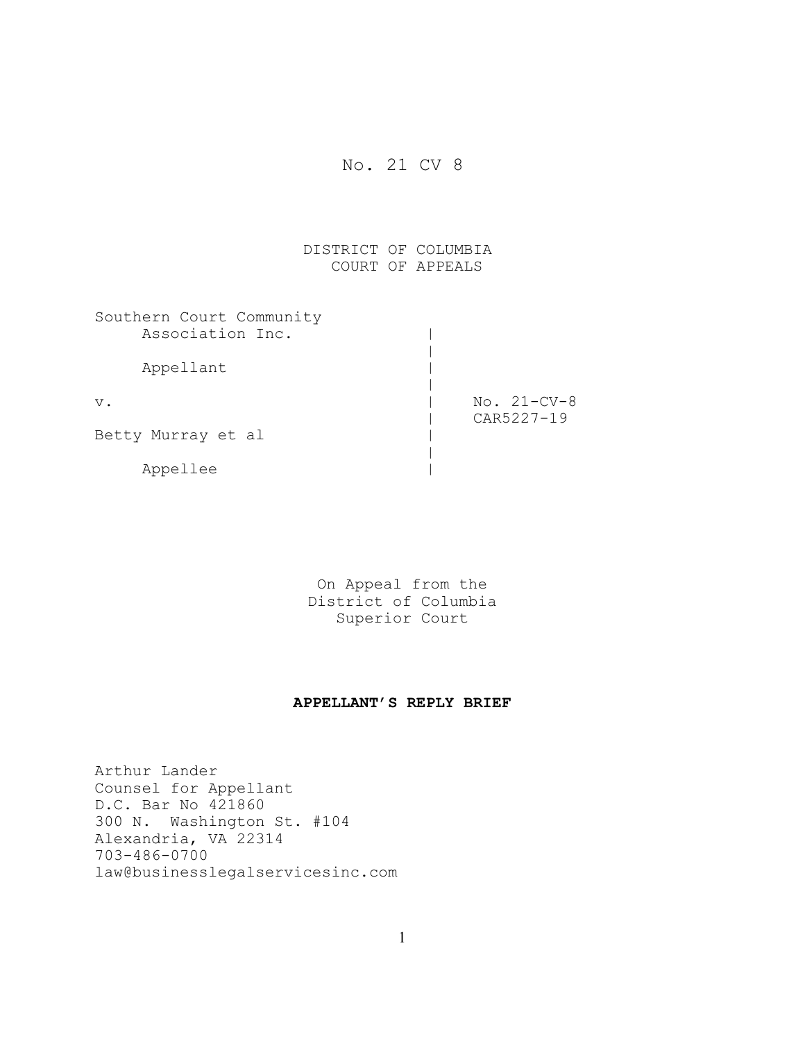No. 21 CV 8

DISTRICT OF COLUMBIA
COURT OF APPEALS

Southern Court Community Association Inc.

Appellant

v.

Betty Murray et al

Appellee

No. 21-CV-8
CAR5227-19

On Appeal from the
District of Columbia
Superior Court

**APPELLANT'S REPLY BRIEF**

Arthur Lander
Counsel for Appellant
D.C. Bar No 421860
300 N. Washington St. #104
Alexandria, VA 22314
703-486-0700
law@businesslegalservicesinc.com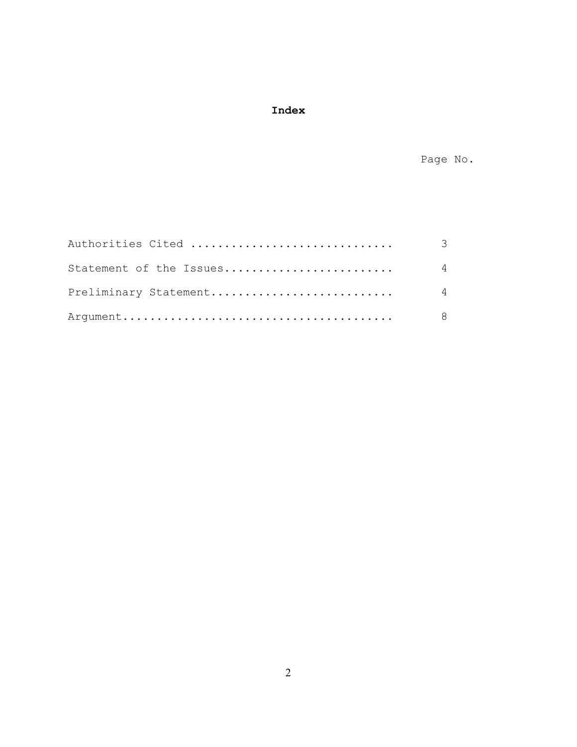# Index

| | Page No. |
|---|---|
| Authorities Cited ............................ | 3 |
| Statement of the Issues........................ | 4 |
| Preliminary Statement.......................... | 4 |
| Argument....................................... | 8 |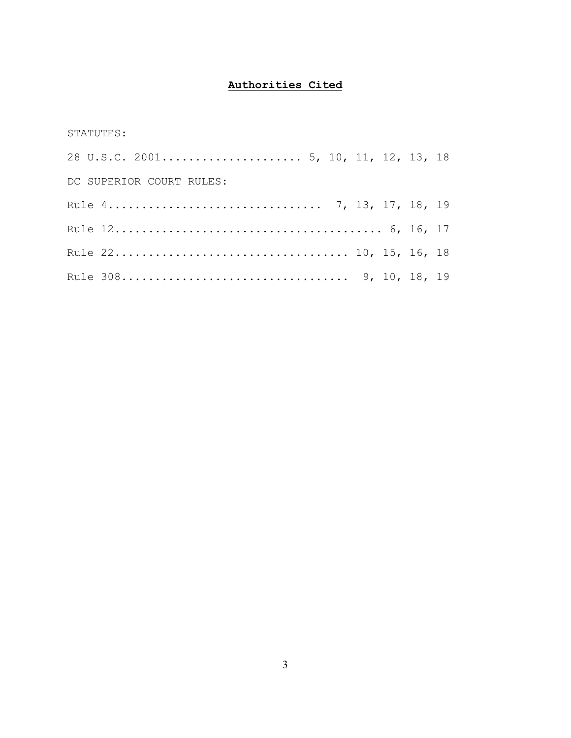# **Authorities Cited**

STATUTES:

28 U.S.C. 2001..................... 5, 10, 11, 12, 13, 18

DC SUPERIOR COURT RULES:

Rule 4............................... 7, 13, 17, 18, 19

Rule 12....................................... 6, 16, 17

Rule 22................................. 10, 15, 16, 18

Rule 308................................. 9, 10, 18, 19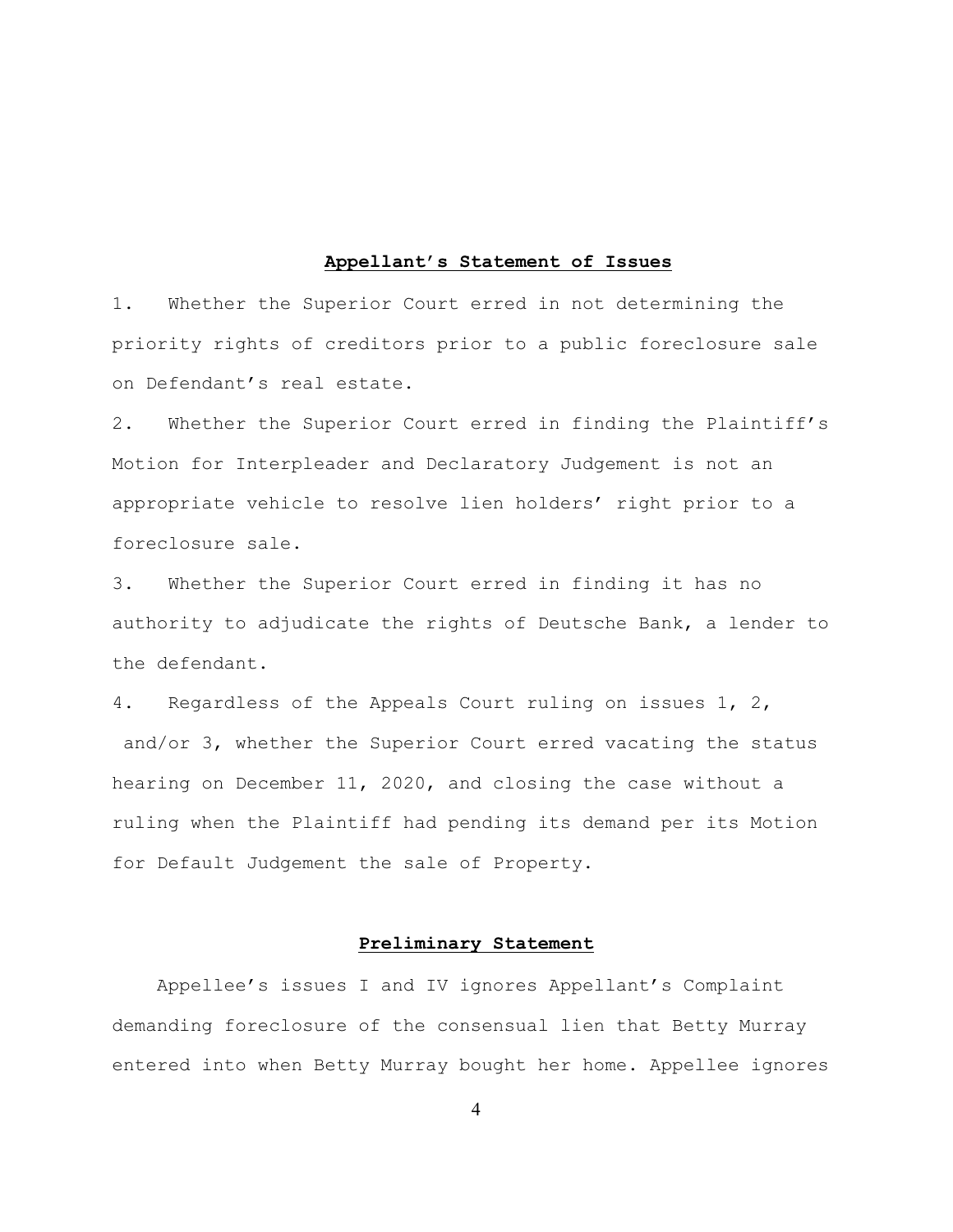## **Appellant's Statement of Issues**

1. Whether the Superior Court erred in not determining the priority rights of creditors prior to a public foreclosure sale on Defendant's real estate.

2. Whether the Superior Court erred in finding the Plaintiff's Motion for Interpleader and Declaratory Judgement is not an appropriate vehicle to resolve lien holders' right prior to a foreclosure sale.

3. Whether the Superior Court erred in finding it has no authority to adjudicate the rights of Deutsche Bank, a lender to the defendant.

4. Regardless of the Appeals Court ruling on issues 1, 2, and/or 3, whether the Superior Court erred vacating the status hearing on December 11, 2020, and closing the case without a ruling when the Plaintiff had pending its demand per its Motion for Default Judgement the sale of Property.

## **Preliminary Statement**

Appellee's issues I and IV ignores Appellant's Complaint demanding foreclosure of the consensual lien that Betty Murray entered into when Betty Murray bought her home. Appellee ignores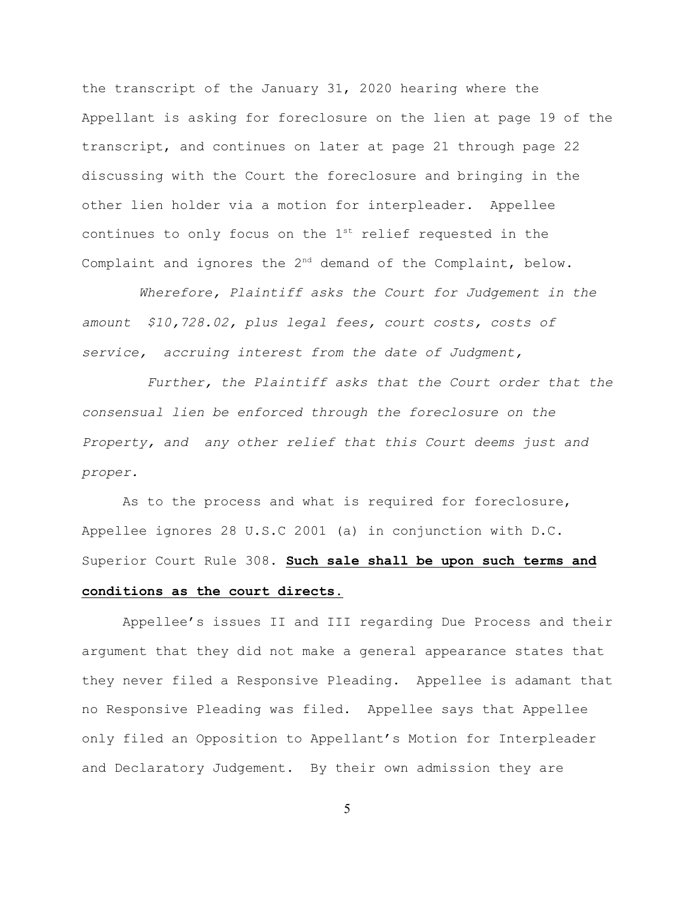the transcript of the January 31, 2020 hearing where the Appellant is asking for foreclosure on the lien at page 19 of the transcript, and continues on later at page 21 through page 22 discussing with the Court the foreclosure and bringing in the other lien holder via a motion for interpleader. Appellee continues to only focus on the 1st relief requested in the Complaint and ignores the 2nd demand of the Complaint, below.

*Wherefore, Plaintiff asks the Court for Judgement in the amount $10,728.02, plus legal fees, court costs, costs of service, accruing interest from the date of Judgment,*

*Further, the Plaintiff asks that the Court order that the consensual lien be enforced through the foreclosure on the Property, and any other relief that this Court deems just and proper.*

As to the process and what is required for foreclosure, Appellee ignores 28 U.S.C 2001 (a) in conjunction with D.C. Superior Court Rule 308. **Such sale shall be upon such terms and conditions as the court directs.**

Appellee's issues II and III regarding Due Process and their argument that they did not make a general appearance states that they never filed a Responsive Pleading. Appellee is adamant that no Responsive Pleading was filed. Appellee says that Appellee only filed an Opposition to Appellant's Motion for Interpleader and Declaratory Judgement. By their own admission they are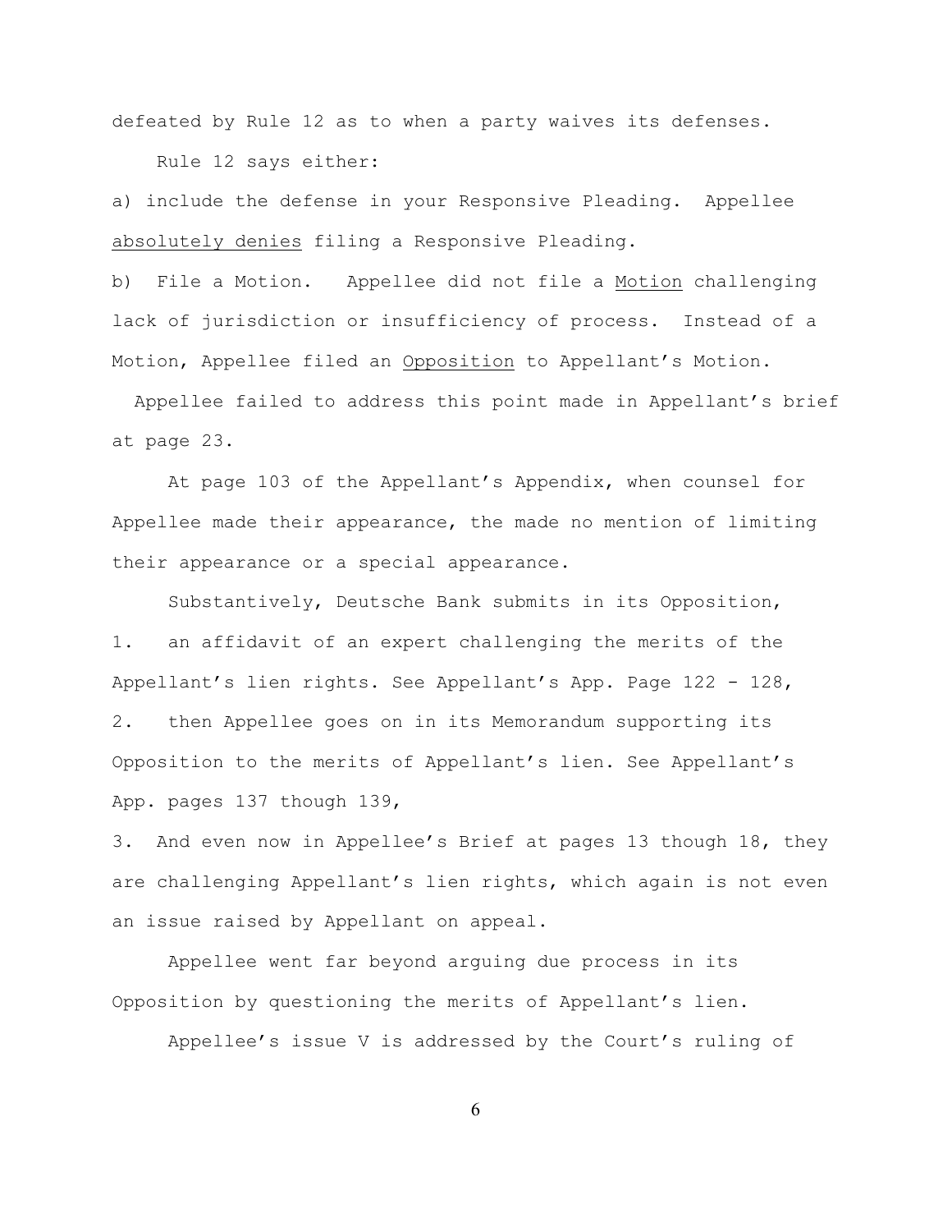defeated by Rule 12 as to when a party waives its defenses.

Rule 12 says either:

a) include the defense in your Responsive Pleading. Appellee <u>absolutely denies</u> filing a Responsive Pleading.

b) File a Motion. Appellee did not file a <u>Motion</u> challenging lack of jurisdiction or insufficiency of process. Instead of a Motion, Appellee filed an <u>Opposition</u> to Appellant's Motion.

Appellee failed to address this point made in Appellant's brief at page 23.

At page 103 of the Appellant's Appendix, when counsel for Appellee made their appearance, the made no mention of limiting their appearance or a special appearance.

Substantively, Deutsche Bank submits in its Opposition,

1. an affidavit of an expert challenging the merits of the Appellant's lien rights. See Appellant's App. Page 122 - 128,

2. then Appellee goes on in its Memorandum supporting its Opposition to the merits of Appellant's lien. See Appellant's App. pages 137 though 139,

3. And even now in Appellee's Brief at pages 13 though 18, they are challenging Appellant's lien rights, which again is not even an issue raised by Appellant on appeal.

Appellee went far beyond arguing due process in its Opposition by questioning the merits of Appellant's lien.

Appellee's issue V is addressed by the Court's ruling of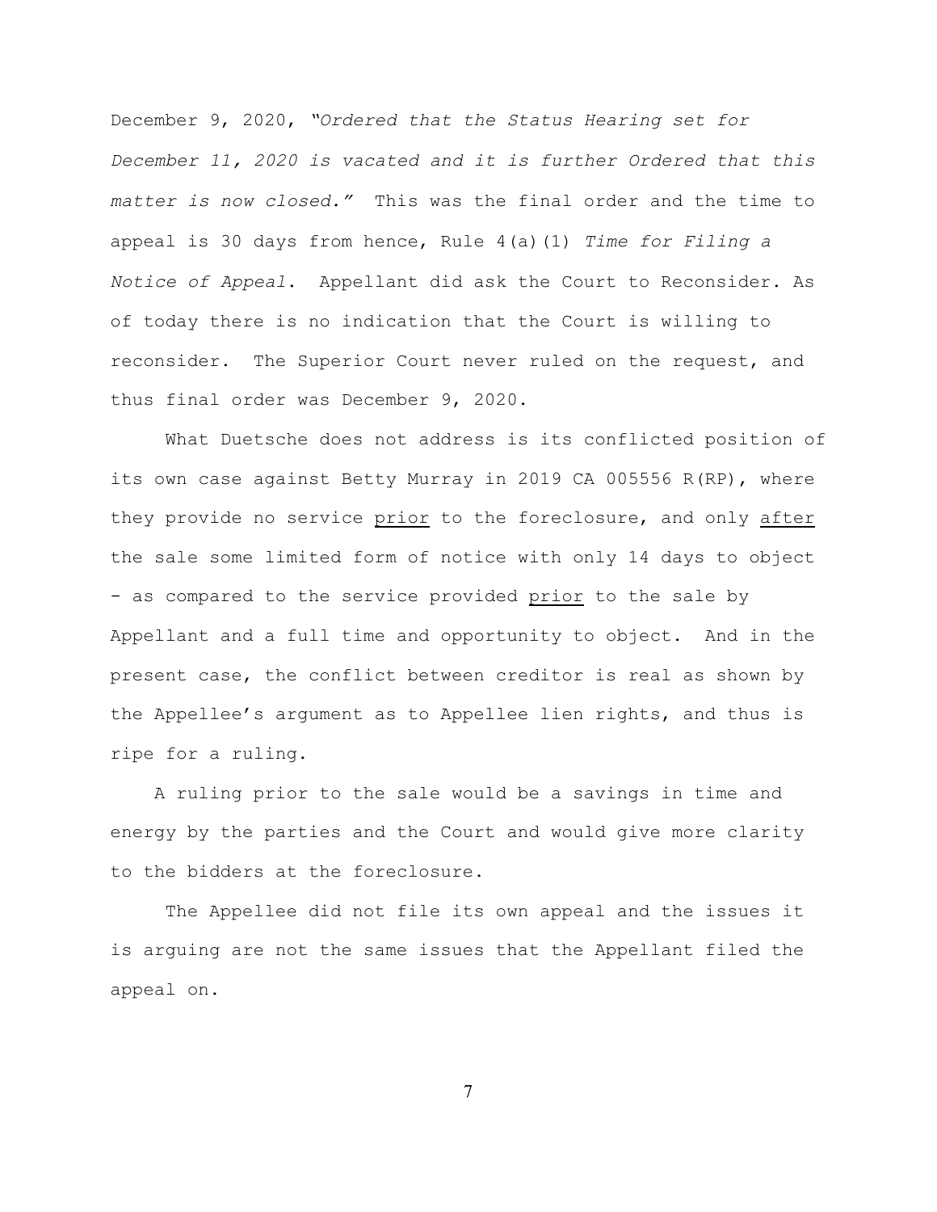December 9, 2020, *"Ordered that the Status Hearing set for December 11, 2020 is vacated and it is further Ordered that this matter is now closed."* This was the final order and the time to appeal is 30 days from hence, Rule 4(a)(1) *Time for Filing a Notice of Appeal*. Appellant did ask the Court to Reconsider. As of today there is no indication that the Court is willing to reconsider. The Superior Court never ruled on the request, and thus final order was December 9, 2020.

What Duetsche does not address is its conflicted position of its own case against Betty Murray in 2019 CA 005556 R(RP), where they provide no service <u>prior</u> to the foreclosure, and only <u>after</u> the sale some limited form of notice with only 14 days to object - as compared to the service provided <u>prior</u> to the sale by Appellant and a full time and opportunity to object. And in the present case, the conflict between creditor is real as shown by the Appellee's argument as to Appellee lien rights, and thus is ripe for a ruling.

A ruling prior to the sale would be a savings in time and energy by the parties and the Court and would give more clarity to the bidders at the foreclosure.

The Appellee did not file its own appeal and the issues it is arguing are not the same issues that the Appellant filed the appeal on.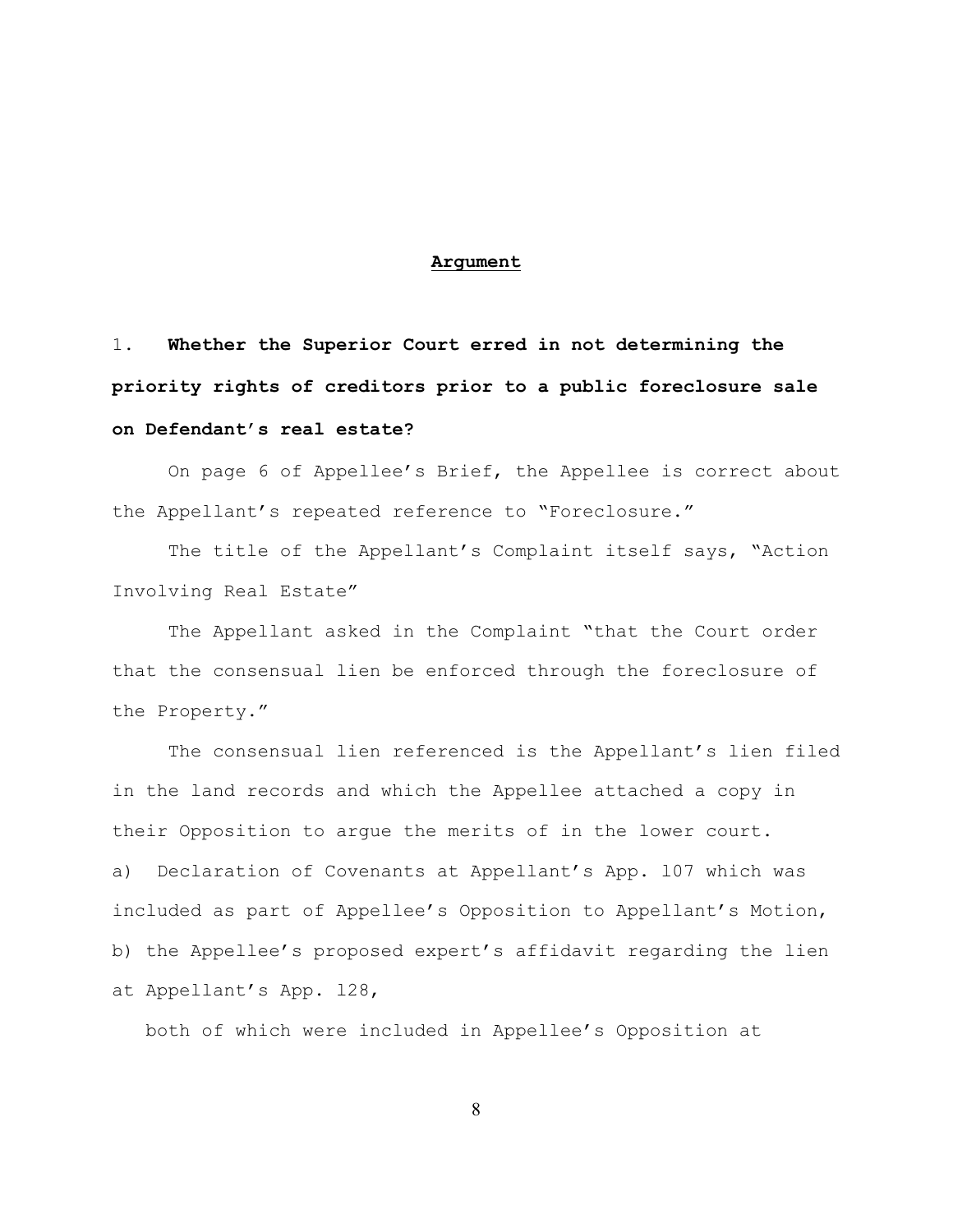## Argument

1. **Whether the Superior Court erred in not determining the priority rights of creditors prior to a public foreclosure sale on Defendant's real estate?**

On page 6 of Appellee's Brief, the Appellee is correct about the Appellant's repeated reference to "Foreclosure."

The title of the Appellant's Complaint itself says, "Action Involving Real Estate"

The Appellant asked in the Complaint "that the Court order that the consensual lien be enforced through the foreclosure of the Property."

The consensual lien referenced is the Appellant's lien filed in the land records and which the Appellee attached a copy in their Opposition to argue the merits of in the lower court.

a) Declaration of Covenants at Appellant's App. 107 which was included as part of Appellee's Opposition to Appellant's Motion,

b) the Appellee's proposed expert's affidavit regarding the lien at Appellant's App. 128,

both of which were included in Appellee's Opposition at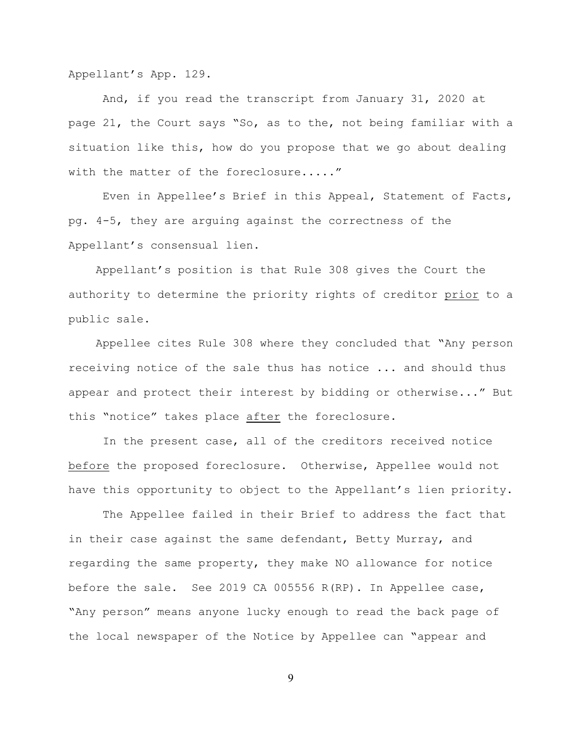Appellant's App. 129.

And, if you read the transcript from January 31, 2020 at page 21, the Court says "So, as to the, not being familiar with a situation like this, how do you propose that we go about dealing with the matter of the foreclosure....."

Even in Appellee's Brief in this Appeal, Statement of Facts, pg. 4-5, they are arguing against the correctness of the Appellant's consensual lien.

Appellant's position is that Rule 308 gives the Court the authority to determine the priority rights of creditor <u>prior</u> to a public sale.

Appellee cites Rule 308 where they concluded that "Any person receiving notice of the sale thus has notice ... and should thus appear and protect their interest by bidding or otherwise..." But this "notice" takes place <u>after</u> the foreclosure.

In the present case, all of the creditors received notice <u>before</u> the proposed foreclosure. Otherwise, Appellee would not have this opportunity to object to the Appellant's lien priority.

The Appellee failed in their Brief to address the fact that in their case against the same defendant, Betty Murray, and regarding the same property, they make NO allowance for notice before the sale. See 2019 CA 005556 R(RP). In Appellee case, "Any person" means anyone lucky enough to read the back page of the local newspaper of the Notice by Appellee can "appear and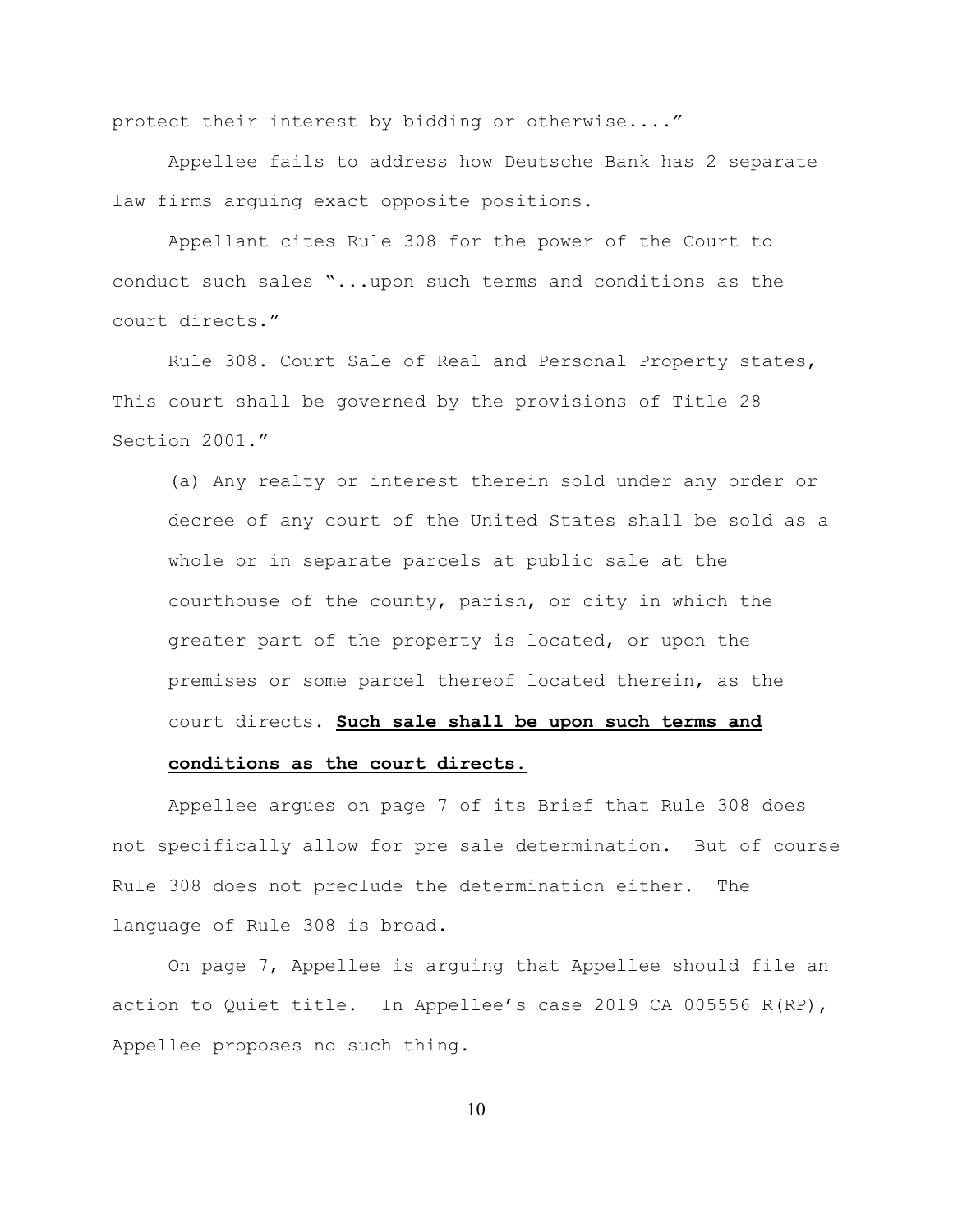protect their interest by bidding or otherwise...."

Appellee fails to address how Deutsche Bank has 2 separate law firms arguing exact opposite positions.

Appellant cites Rule 308 for the power of the Court to conduct such sales "...upon such terms and conditions as the court directs."

Rule 308. Court Sale of Real and Personal Property states, This court shall be governed by the provisions of Title 28 Section 2001."

> (a) Any realty or interest therein sold under any order or decree of any court of the United States shall be sold as a whole or in separate parcels at public sale at the courthouse of the county, parish, or city in which the greater part of the property is located, or upon the premises or some parcel thereof located therein, as the court directs. **Such sale shall be upon such terms and conditions as the court directs.**

Appellee argues on page 7 of its Brief that Rule 308 does not specifically allow for pre sale determination. But of course Rule 308 does not preclude the determination either. The language of Rule 308 is broad.

On page 7, Appellee is arguing that Appellee should file an action to Quiet title. In Appellee's case 2019 CA 005556 R(RP), Appellee proposes no such thing.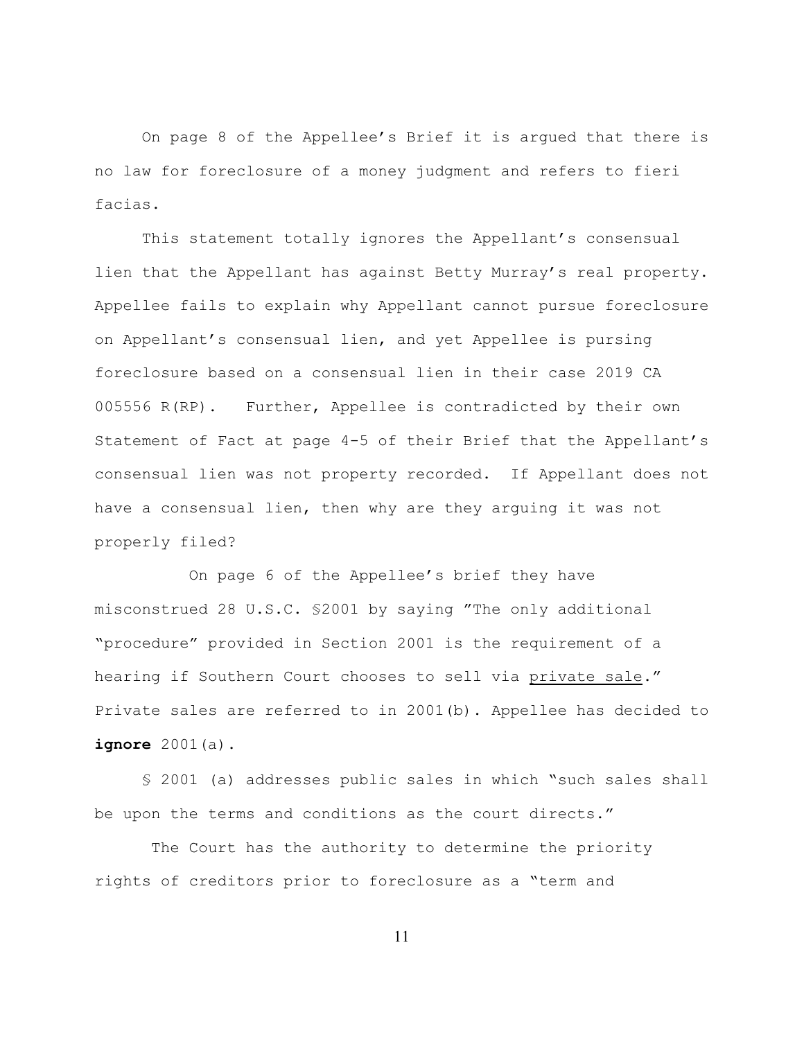On page 8 of the Appellee's Brief it is argued that there is no law for foreclosure of a money judgment and refers to fieri facias.

This statement totally ignores the Appellant's consensual lien that the Appellant has against Betty Murray's real property. Appellee fails to explain why Appellant cannot pursue foreclosure on Appellant's consensual lien, and yet Appellee is pursing foreclosure based on a consensual lien in their case 2019 CA 005556 R(RP). Further, Appellee is contradicted by their own Statement of Fact at page 4-5 of their Brief that the Appellant's consensual lien was not property recorded. If Appellant does not have a consensual lien, then why are they arguing it was not properly filed?

On page 6 of the Appellee's brief they have misconstrued 28 U.S.C. §2001 by saying "The only additional "procedure" provided in Section 2001 is the requirement of a hearing if Southern Court chooses to sell via <u>private sale</u>." Private sales are referred to in 2001(b). Appellee has decided to **ignore** 2001(a).

§ 2001 (a) addresses public sales in which "such sales shall be upon the terms and conditions as the court directs."

The Court has the authority to determine the priority rights of creditors prior to foreclosure as a "term and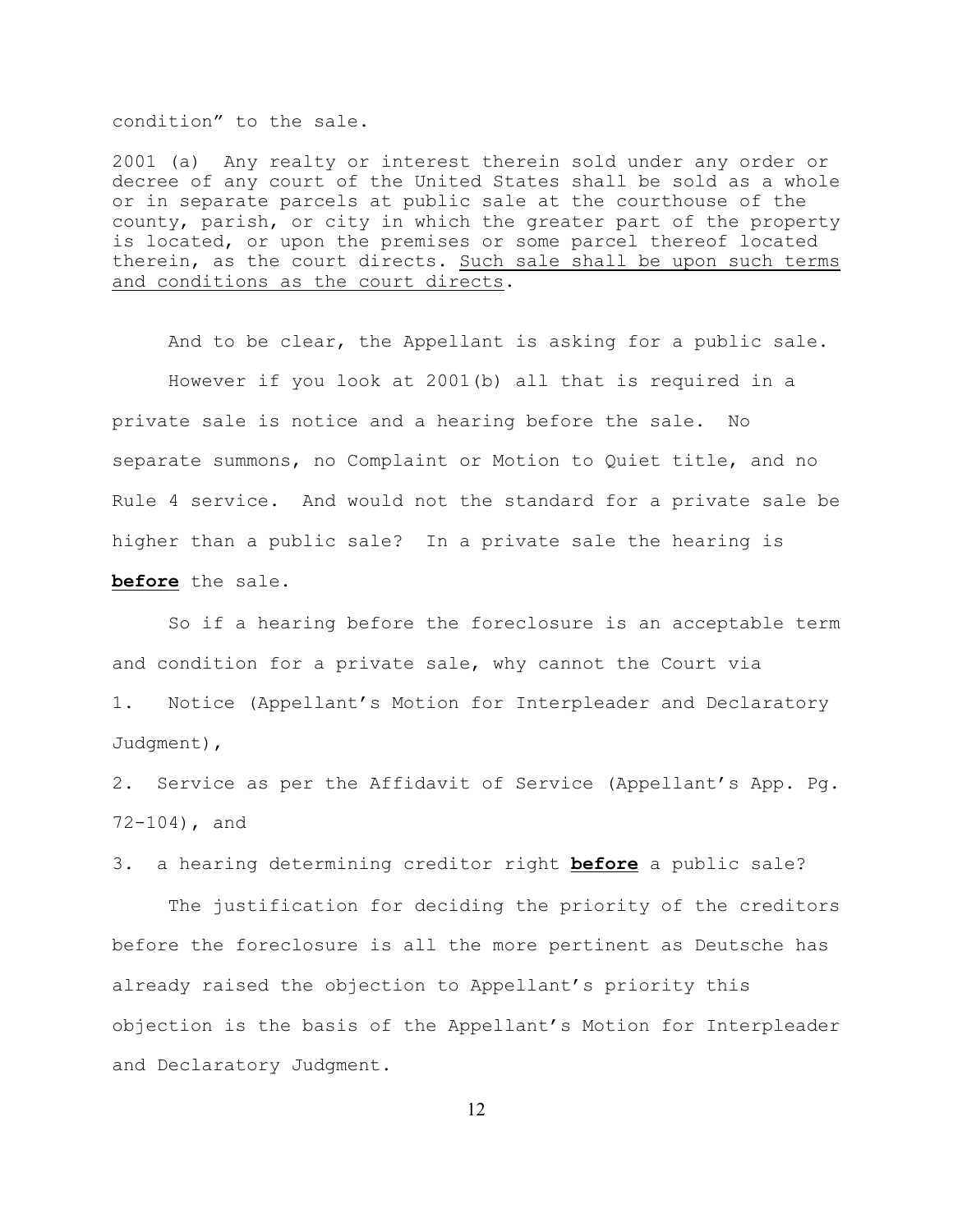condition" to the sale.

2001 (a) Any realty or interest therein sold under any order or decree of any court of the United States shall be sold as a whole or in separate parcels at public sale at the courthouse of the county, parish, or city in which the greater part of the property is located, or upon the premises or some parcel thereof located therein, as the court directs. <u>Such sale shall be upon such terms and conditions as the court directs</u>.

And to be clear, the Appellant is asking for a public sale.

However if you look at 2001(b) all that is required in a private sale is notice and a hearing before the sale. No separate summons, no Complaint or Motion to Quiet title, and no Rule 4 service. And would not the standard for a private sale be higher than a public sale? In a private sale the hearing is <u>**before**</u> the sale.

So if a hearing before the foreclosure is an acceptable term and condition for a private sale, why cannot the Court via

1. Notice (Appellant's Motion for Interpleader and Declaratory Judgment),
2. Service as per the Affidavit of Service (Appellant's App. Pg. 72-104), and
3. a hearing determining creditor right <u>**before**</u> a public sale?

The justification for deciding the priority of the creditors before the foreclosure is all the more pertinent as Deutsche has already raised the objection to Appellant's priority this objection is the basis of the Appellant's Motion for Interpleader and Declaratory Judgment.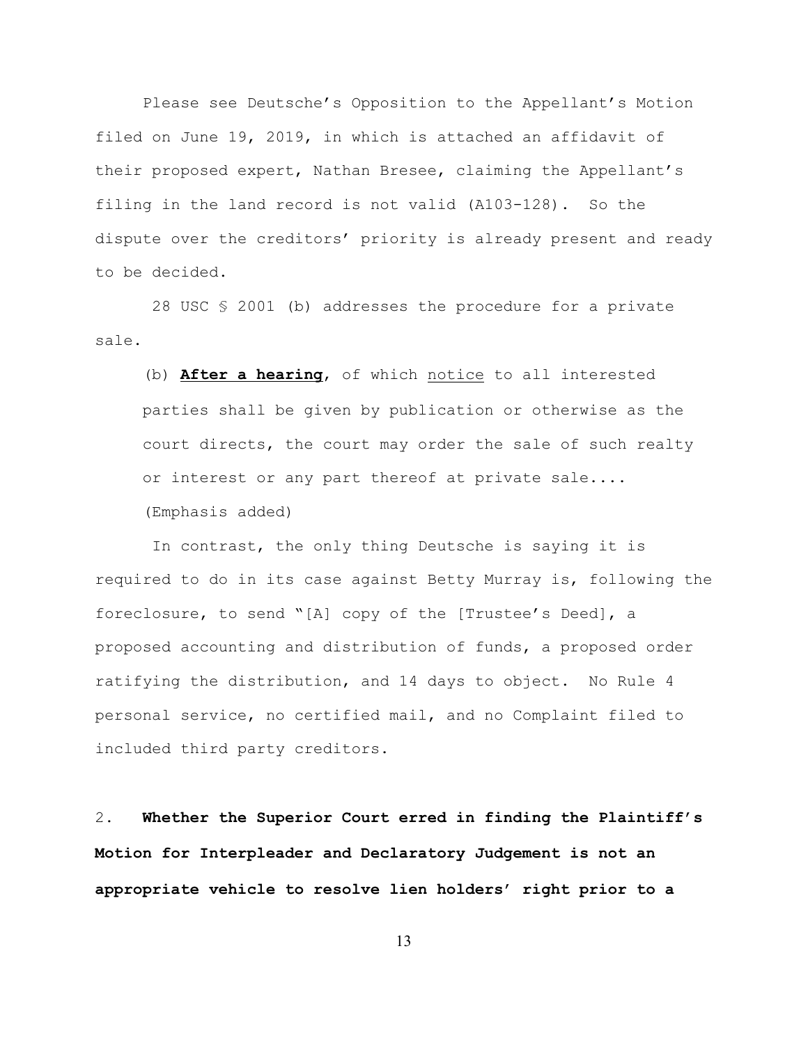Please see Deutsche's Opposition to the Appellant's Motion filed on June 19, 2019, in which is attached an affidavit of their proposed expert, Nathan Bresee, claiming the Appellant's filing in the land record is not valid (A103-128). So the dispute over the creditors' priority is already present and ready to be decided.

28 USC § 2001 (b) addresses the procedure for a private sale.

> (b) **After a hearing**, of which notice to all interested parties shall be given by publication or otherwise as the court directs, the court may order the sale of such realty or interest or any part thereof at private sale....
>
> (Emphasis added)

In contrast, the only thing Deutsche is saying it is required to do in its case against Betty Murray is, following the foreclosure, to send "[A] copy of the [Trustee's Deed], a proposed accounting and distribution of funds, a proposed order ratifying the distribution, and 14 days to object. No Rule 4 personal service, no certified mail, and no Complaint filed to included third party creditors.

2. **Whether the Superior Court erred in finding the Plaintiff's Motion for Interpleader and Declaratory Judgement is not an appropriate vehicle to resolve lien holders' right prior to a**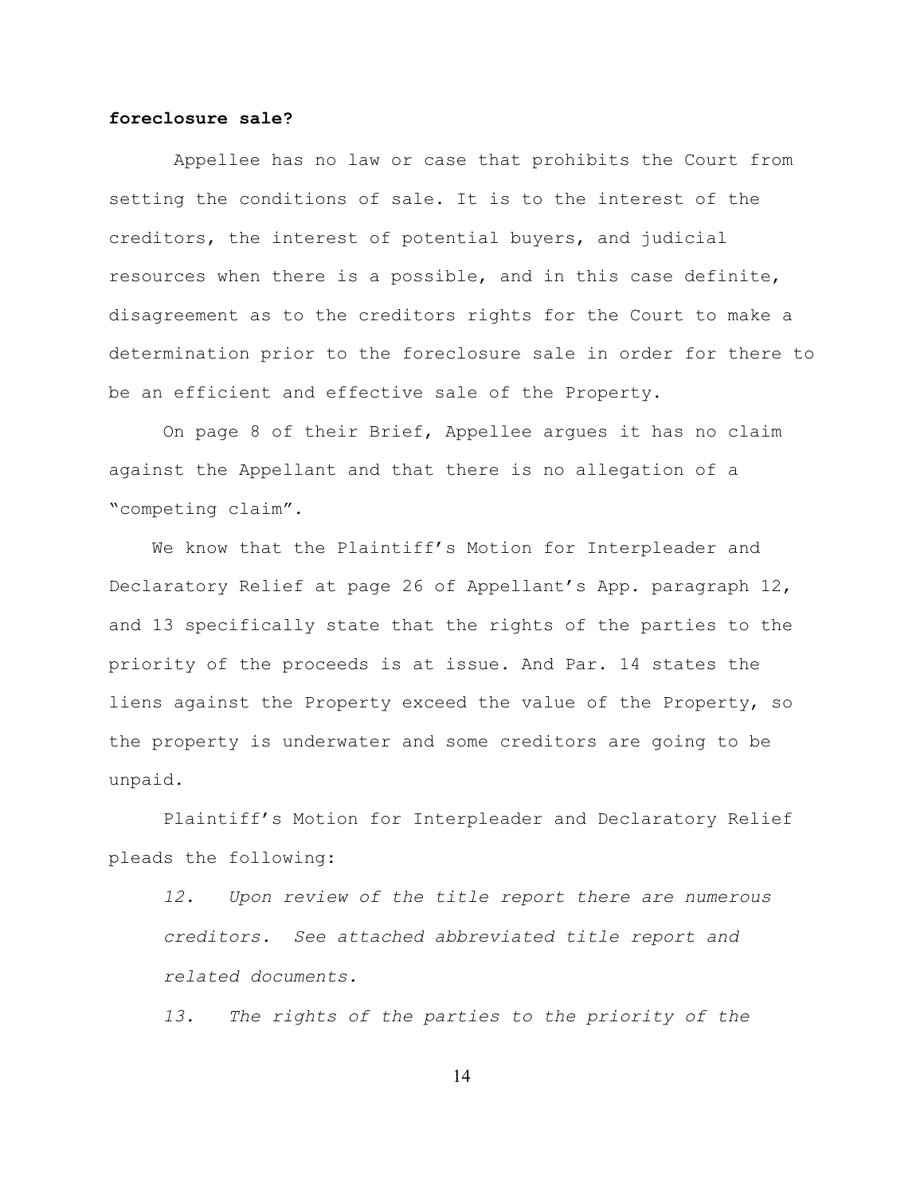**foreclosure sale?**

Appellee has no law or case that prohibits the Court from setting the conditions of sale. It is to the interest of the creditors, the interest of potential buyers, and judicial resources when there is a possible, and in this case definite, disagreement as to the creditors rights for the Court to make a determination prior to the foreclosure sale in order for there to be an efficient and effective sale of the Property.

On page 8 of their Brief, Appellee argues it has no claim against the Appellant and that there is no allegation of a "competing claim".

We know that the Plaintiff's Motion for Interpleader and Declaratory Relief at page 26 of Appellant's App. paragraph 12, and 13 specifically state that the rights of the parties to the priority of the proceeds is at issue. And Par. 14 states the liens against the Property exceed the value of the Property, so the property is underwater and some creditors are going to be unpaid.

Plaintiff's Motion for Interpleader and Declaratory Relief pleads the following:

> *12. Upon review of the title report there are numerous creditors. See attached abbreviated title report and related documents.*
>
> *13. The rights of the parties to the priority of the*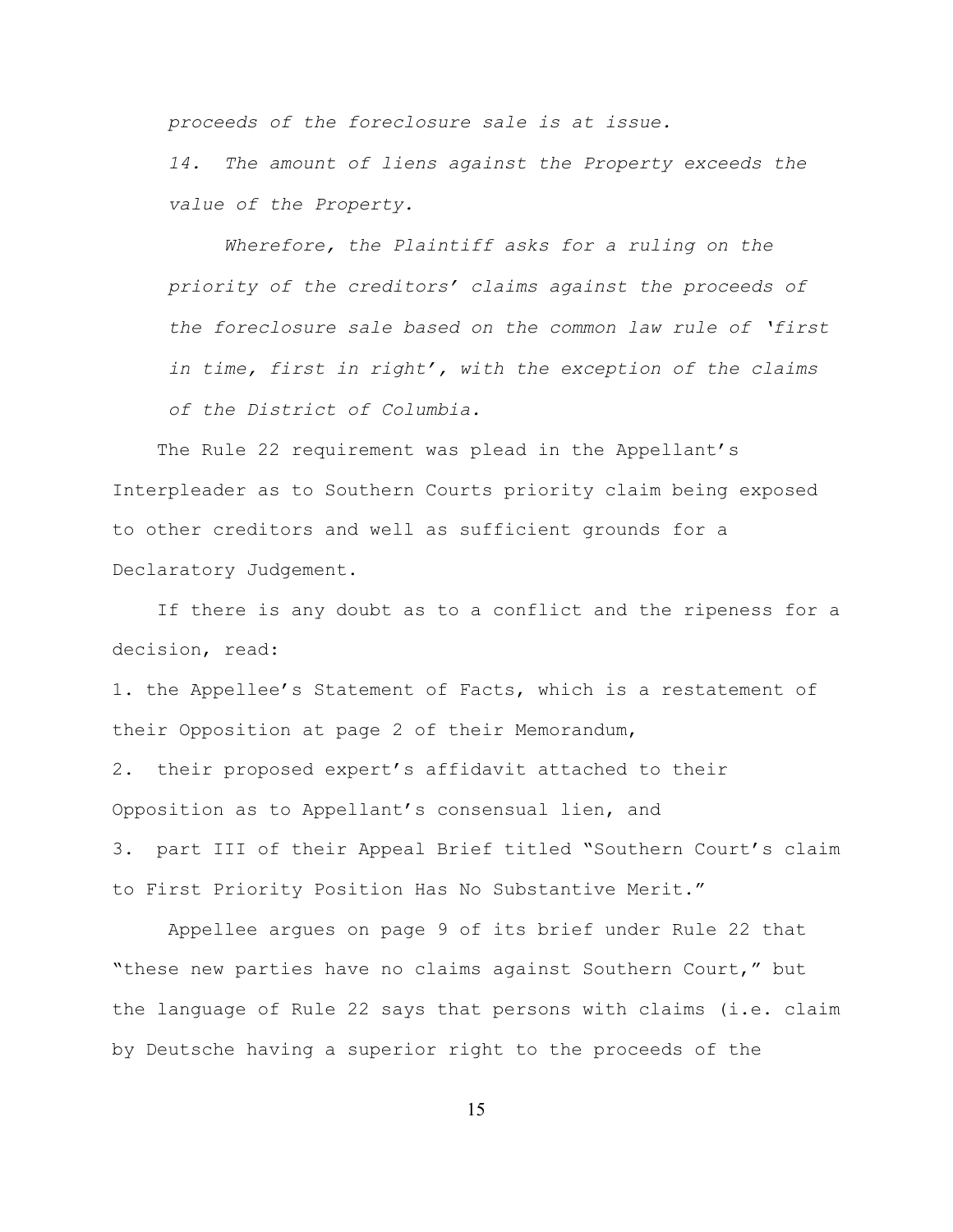*proceeds of the foreclosure sale is at issue.*

*14. The amount of liens against the Property exceeds the value of the Property.*

*Wherefore, the Plaintiff asks for a ruling on the priority of the creditors' claims against the proceeds of the foreclosure sale based on the common law rule of 'first in time, first in right', with the exception of the claims of the District of Columbia.*

The Rule 22 requirement was plead in the Appellant's Interpleader as to Southern Courts priority claim being exposed to other creditors and well as sufficient grounds for a Declaratory Judgement.

If there is any doubt as to a conflict and the ripeness for a decision, read:

1. the Appellee's Statement of Facts, which is a restatement of their Opposition at page 2 of their Memorandum,
2. their proposed expert's affidavit attached to their Opposition as to Appellant's consensual lien, and
3. part III of their Appeal Brief titled "Southern Court's claim to First Priority Position Has No Substantive Merit."

Appellee argues on page 9 of its brief under Rule 22 that "these new parties have no claims against Southern Court," but the language of Rule 22 says that persons with claims (i.e. claim by Deutsche having a superior right to the proceeds of the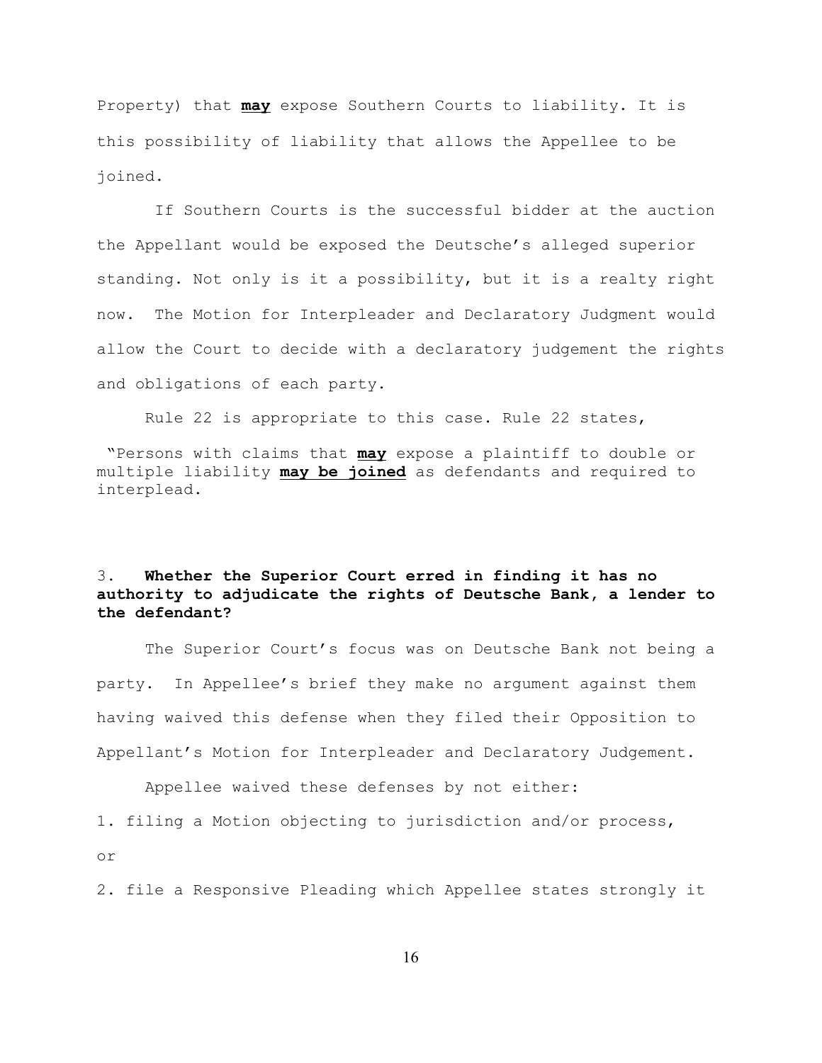Property) that **may** expose Southern Courts to liability. It is this possibility of liability that allows the Appellee to be joined.

If Southern Courts is the successful bidder at the auction the Appellant would be exposed the Deutsche's alleged superior standing. Not only is it a possibility, but it is a realty right now. The Motion for Interpleader and Declaratory Judgment would allow the Court to decide with a declaratory judgement the rights and obligations of each party.

Rule 22 is appropriate to this case. Rule 22 states,

"Persons with claims that **may** expose a plaintiff to double or multiple liability **may be joined** as defendants and required to interplead.

3. **Whether the Superior Court erred in finding it has no authority to adjudicate the rights of Deutsche Bank, a lender to the defendant?**

The Superior Court's focus was on Deutsche Bank not being a party. In Appellee's brief they make no argument against them having waived this defense when they filed their Opposition to Appellant's Motion for Interpleader and Declaratory Judgement.

Appellee waived these defenses by not either:

1. filing a Motion objecting to jurisdiction and/or process, or

2. file a Responsive Pleading which Appellee states strongly it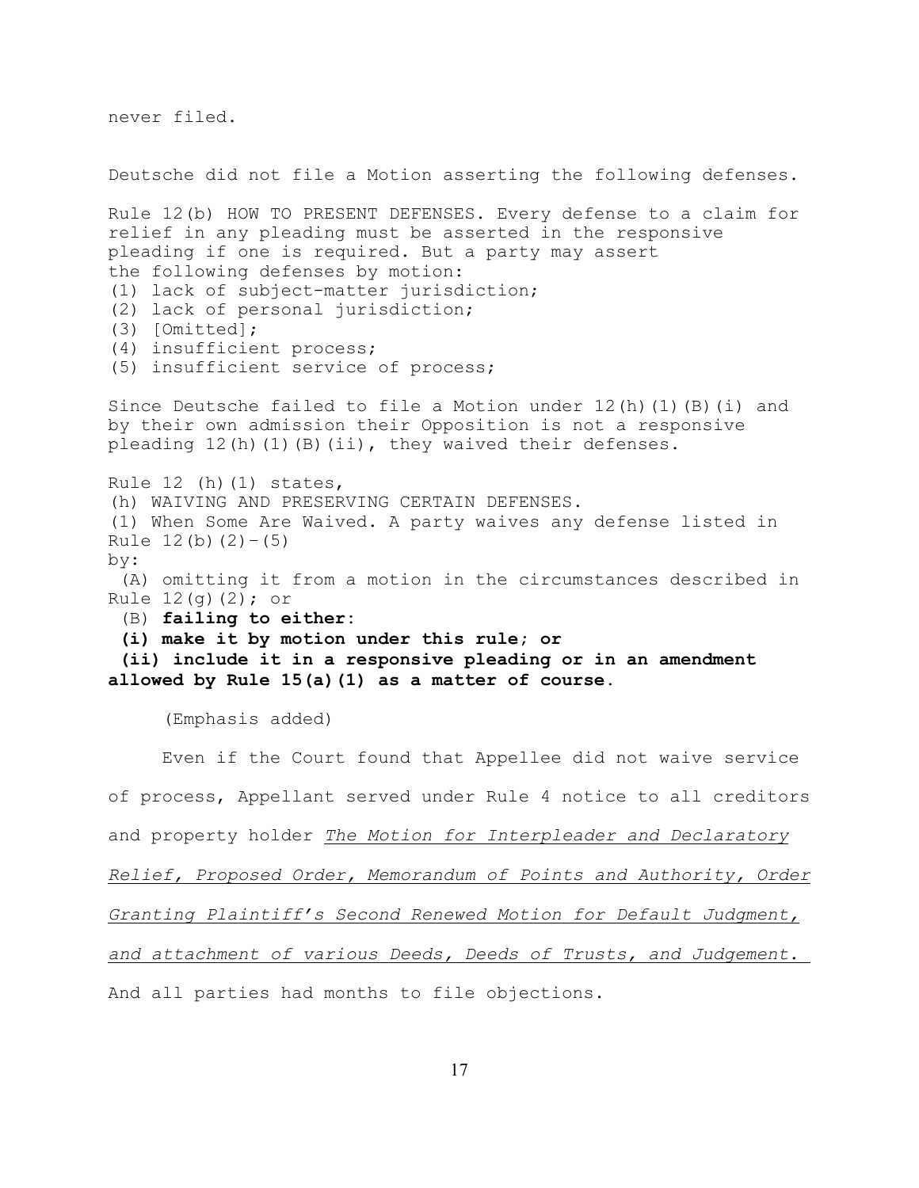never filed.

Deutsche did not file a Motion asserting the following defenses.

Rule 12(b) HOW TO PRESENT DEFENSES. Every defense to a claim for relief in any pleading must be asserted in the responsive pleading if one is required. But a party may assert the following defenses by motion:
(1) lack of subject-matter jurisdiction;
(2) lack of personal jurisdiction;
(3) [Omitted];
(4) insufficient process;
(5) insufficient service of process;

Since Deutsche failed to file a Motion under 12(h)(1)(B)(i) and by their own admission their Opposition is not a responsive pleading 12(h)(1)(B)(ii), they waived their defenses.

Rule 12 (h)(1) states,
(h) WAIVING AND PRESERVING CERTAIN DEFENSES.
(1) When Some Are Waived. A party waives any defense listed in Rule 12(b)(2)–(5)
by:
(A) omitting it from a motion in the circumstances described in Rule 12(g)(2); or
(B) **failing to either:**
**(i) make it by motion under this rule; or**
**(ii) include it in a responsive pleading or in an amendment allowed by Rule 15(a)(1) as a matter of course.**

(Emphasis added)

Even if the Court found that Appellee did not waive service of process, Appellant served under Rule 4 notice to all creditors and property holder *The Motion for Interpleader and Declaratory Relief, Proposed Order, Memorandum of Points and Authority, Order Granting Plaintiff's Second Renewed Motion for Default Judgment, and attachment of various Deeds, Deeds of Trusts, and Judgement.* And all parties had months to file objections.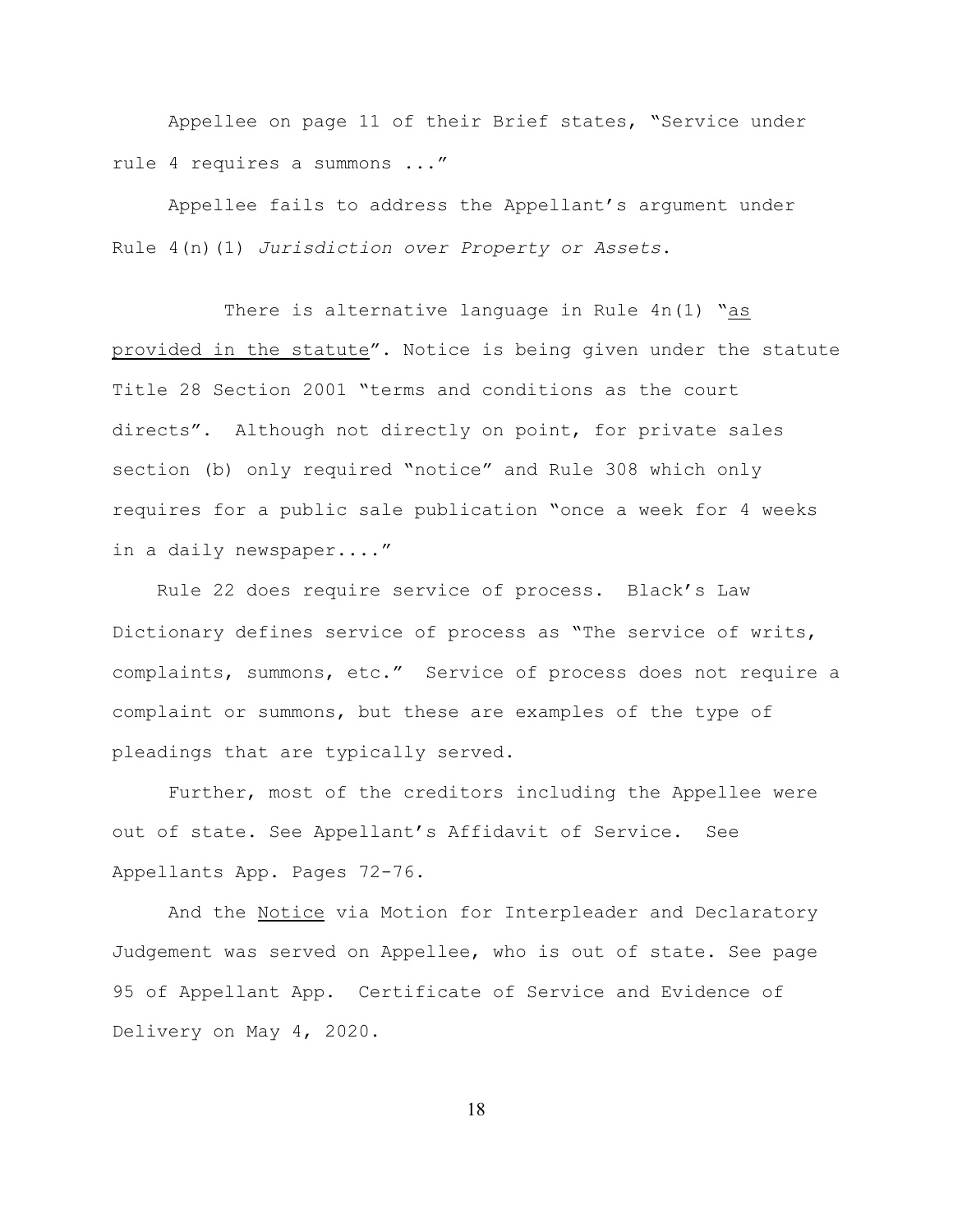Appellee on page 11 of their Brief states, "Service under rule 4 requires a summons ..."

Appellee fails to address the Appellant's argument under Rule 4(n)(1) *Jurisdiction over Property or Assets*.

There is alternative language in Rule 4n(1) "<u>as provided in the statute</u>". Notice is being given under the statute Title 28 Section 2001 "terms and conditions as the court directs". Although not directly on point, for private sales section (b) only required "notice" and Rule 308 which only requires for a public sale publication "once a week for 4 weeks in a daily newspaper...."

Rule 22 does require service of process. Black's Law Dictionary defines service of process as "The service of writs, complaints, summons, etc." Service of process does not require a complaint or summons, but these are examples of the type of pleadings that are typically served.

Further, most of the creditors including the Appellee were out of state. See Appellant's Affidavit of Service. See Appellants App. Pages 72-76.

And the <u>Notice</u> via Motion for Interpleader and Declaratory Judgement was served on Appellee, who is out of state. See page 95 of Appellant App. Certificate of Service and Evidence of Delivery on May 4, 2020.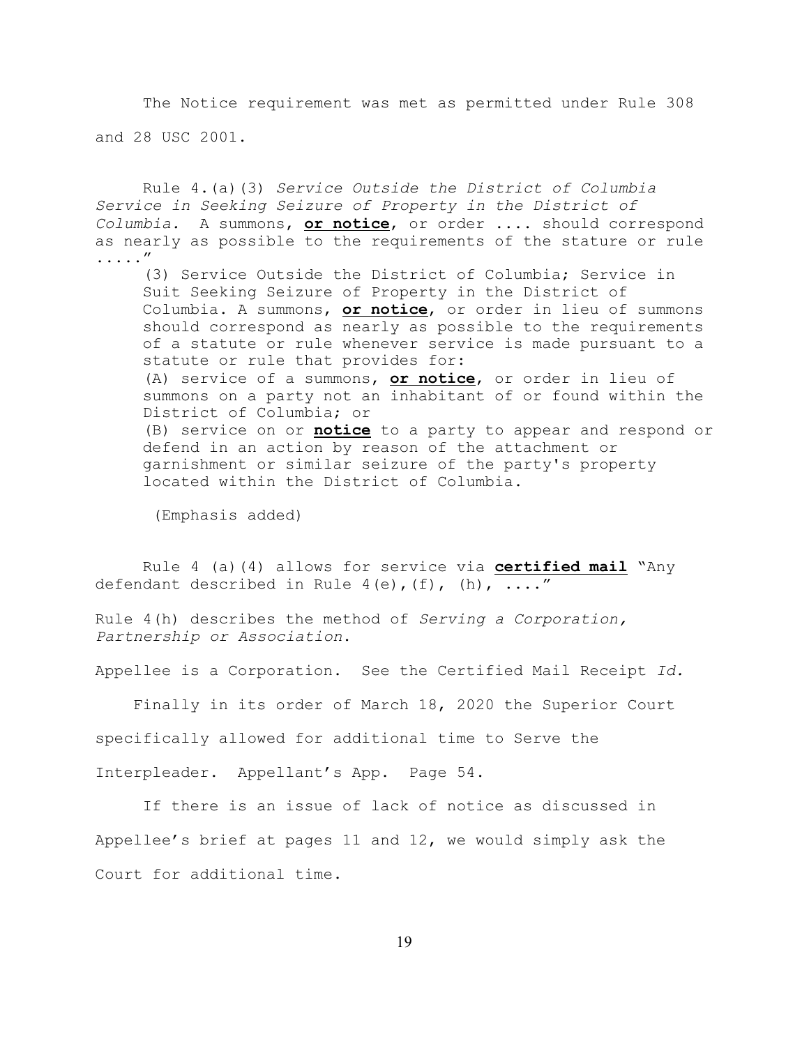The Notice requirement was met as permitted under Rule 308 and 28 USC 2001.

Rule 4.(a)(3) *Service Outside the District of Columbia Service in Seeking Seizure of Property in the District of Columbia.* A summons, **or notice**, or order .... should correspond as nearly as possible to the requirements of the stature or rule ....."

> (3) Service Outside the District of Columbia; Service in Suit Seeking Seizure of Property in the District of Columbia. A summons, **or notice**, or order in lieu of summons should correspond as nearly as possible to the requirements of a statute or rule whenever service is made pursuant to a statute or rule that provides for:
>
> (A) service of a summons, **or notice**, or order in lieu of summons on a party not an inhabitant of or found within the District of Columbia; or
>
> (B) service on or **notice** to a party to appear and respond or defend in an action by reason of the attachment or garnishment or similar seizure of the party's property located within the District of Columbia.

(Emphasis added)

Rule 4 (a)(4) allows for service via **certified mail** "Any defendant described in Rule 4(e),(f), (h), ...."

Rule 4(h) describes the method of *Serving a Corporation, Partnership or Association*.

Appellee is a Corporation. See the Certified Mail Receipt *Id.*

Finally in its order of March 18, 2020 the Superior Court specifically allowed for additional time to Serve the Interpleader. Appellant's App. Page 54.

If there is an issue of lack of notice as discussed in Appellee's brief at pages 11 and 12, we would simply ask the Court for additional time.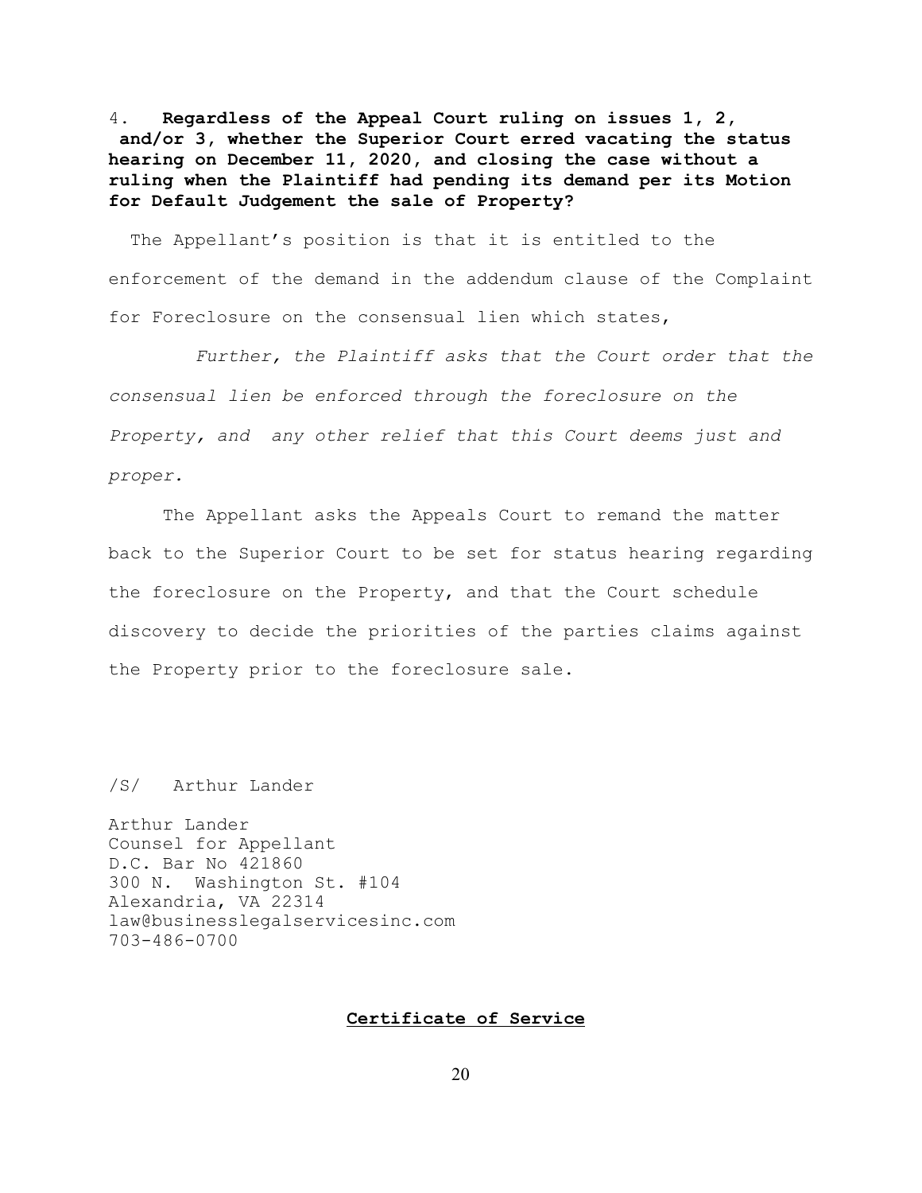4. **Regardless of the Appeal Court ruling on issues 1, 2, and/or 3, whether the Superior Court erred vacating the status hearing on December 11, 2020, and closing the case without a ruling when the Plaintiff had pending its demand per its Motion for Default Judgement the sale of Property?**

The Appellant's position is that it is entitled to the enforcement of the demand in the addendum clause of the Complaint for Foreclosure on the consensual lien which states,

*Further, the Plaintiff asks that the Court order that the consensual lien be enforced through the foreclosure on the Property, and any other relief that this Court deems just and proper.*

The Appellant asks the Appeals Court to remand the matter back to the Superior Court to be set for status hearing regarding the foreclosure on the Property, and that the Court schedule discovery to decide the priorities of the parties claims against the Property prior to the foreclosure sale.

/S/ Arthur Lander

Arthur Lander
Counsel for Appellant
D.C. Bar No 421860
300 N. Washington St. #104
Alexandria, VA 22314
law@businesslegalservicesinc.com
703-486-0700

**Certificate of Service**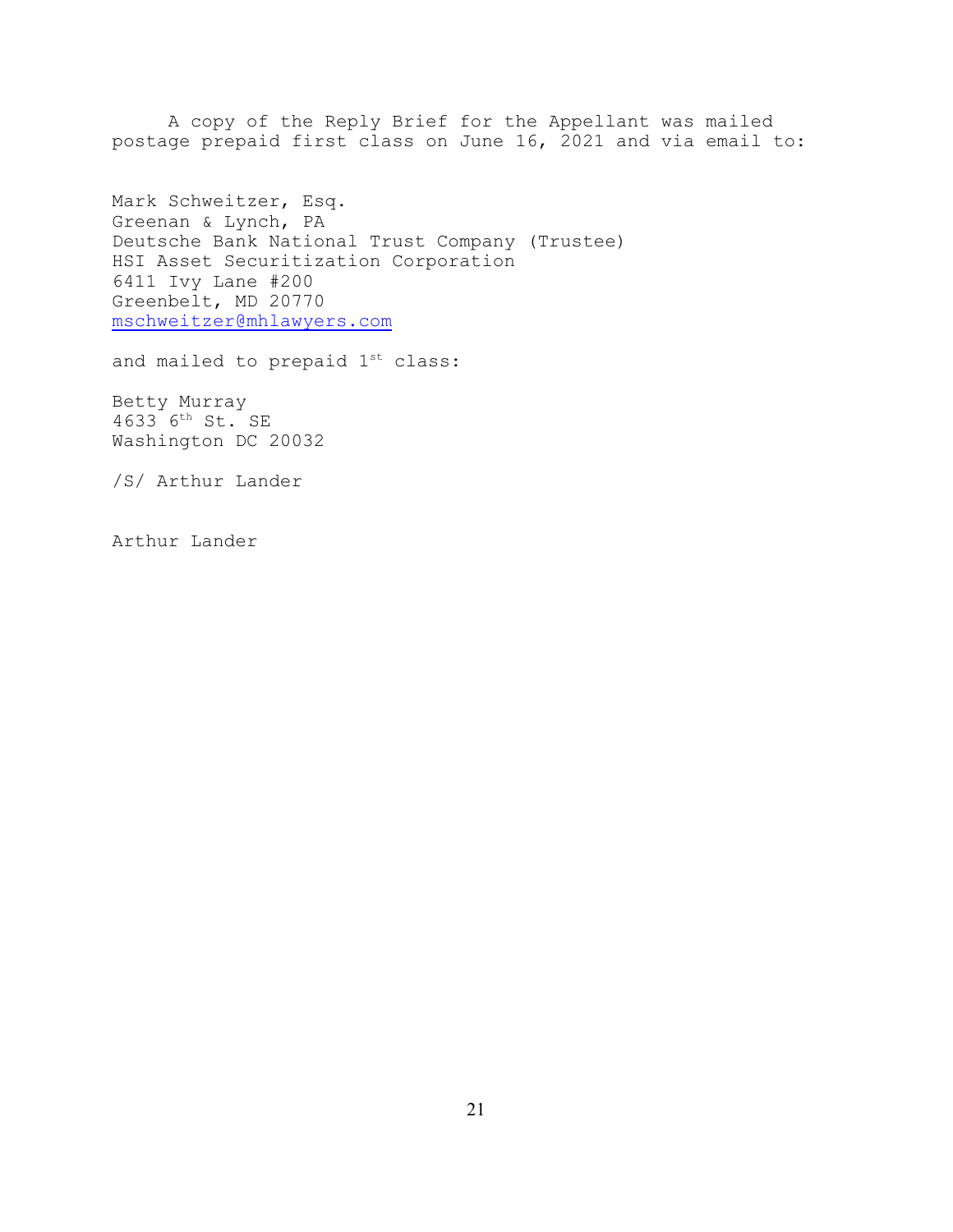A copy of the Reply Brief for the Appellant was mailed postage prepaid first class on June 16, 2021 and via email to:

Mark Schweitzer, Esq.
Greenan & Lynch, PA
Deutsche Bank National Trust Company (Trustee)
HSI Asset Securitization Corporation
6411 Ivy Lane #200
Greenbelt, MD 20770
mschweitzer@mhlawyers.com

and mailed to prepaid 1st class:

Betty Murray
4633 6th St. SE
Washington DC 20032

/S/ Arthur Lander

Arthur Lander